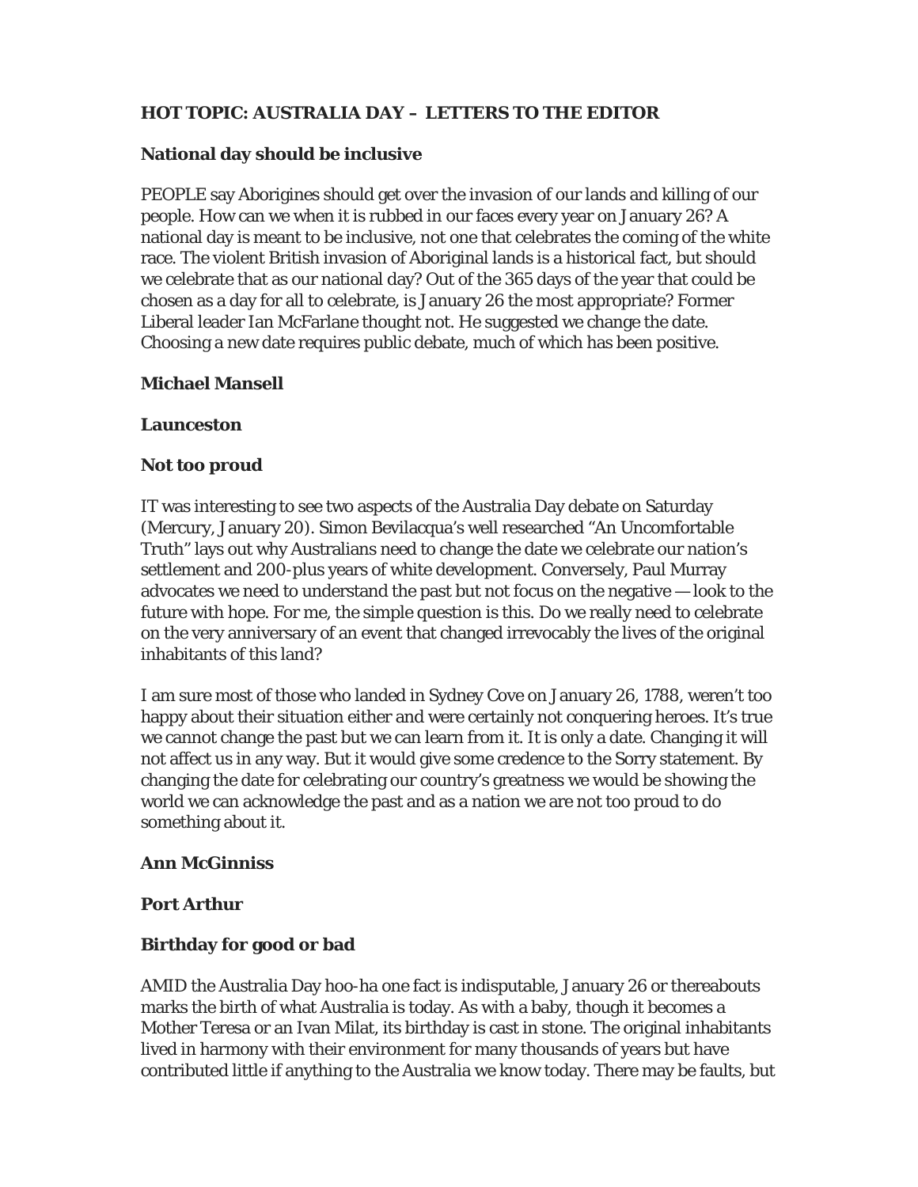# HOT TOPIC: AUSTRALIA DAY – LETTERS TO THE EDITOR

## National day should be inclusive

PEOPLE say Aborigines should get over the invasion of our lands and killing of our people. How can we when it is rubbed in our faces every year on January 26? A national day is meant to be inclusive, not one that celebrates the coming of the white race. The violent British invasion of Aboriginal lands is a historical fact, but should we celebrate that as our national day? Out of the 365 days of the year that could be chosen as a day for all to celebrate, is January 26 the most appropriate? Former Liberal leader Ian McFarlane thought not. He suggested we change the date. Choosing a new date requires public debate, much of which has been positive.

**Michael Mansell**

**Launceston**

## Not too proud

IT was interesting to see two aspects of the Australia Day debate on Saturday (Mercury, January 20). Simon Bevilacqua's well researched "An Uncomfortable Truth" lays out why Australians need to change the date we celebrate our nation's settlement and 200-plus years of white development. Conversely, Paul Murray advocates we need to understand the past but not focus on the negative — look to the future with hope. For me, the simple question is this. Do we really need to celebrate on the very anniversary of an event that changed irrevocably the lives of the original inhabitants of this land?

I am sure most of those who landed in Sydney Cove on January 26, 1788, weren't too happy about their situation either and were certainly not conquering heroes. It's true we cannot change the past but we can learn from it. It is only a date. Changing it will not affect us in any way. But it would give some credence to the Sorry statement. By changing the date for celebrating our country's greatness we would be showing the world we can acknowledge the past and as a nation we are not too proud to do something about it.

**Ann McGinniss**

**Port Arthur**

## Birthday for good or bad

AMID the Australia Day hoo-ha one fact is indisputable, January 26 or thereabouts marks the birth of what Australia is today. As with a baby, though it becomes a Mother Teresa or an Ivan Milat, its birthday is cast in stone. The original inhabitants lived in harmony with their environment for many thousands of years but have contributed little if anything to the Australia we know today. There may be faults, but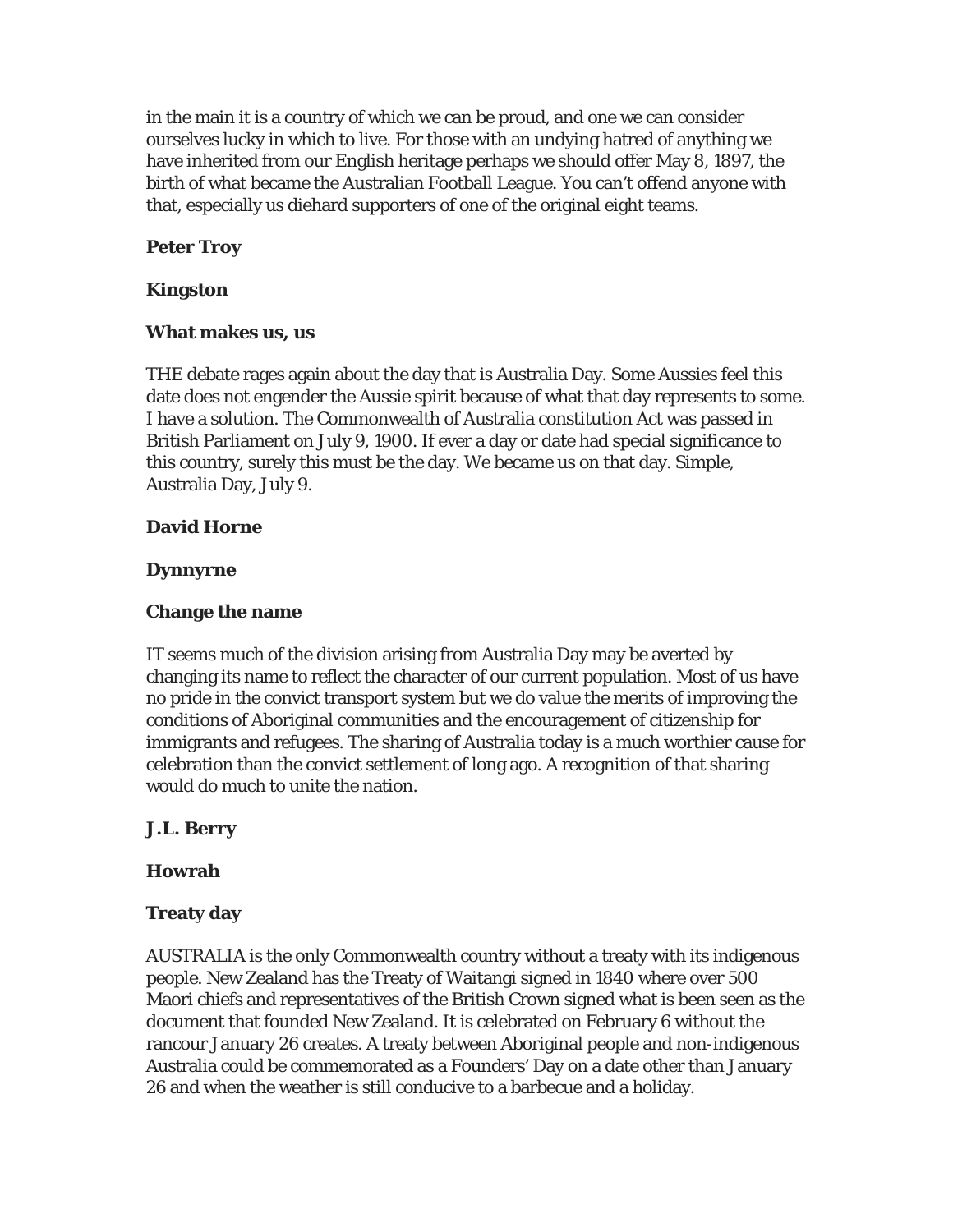in the main it is a country of which we can be proud, and one we can consider ourselves lucky in which to live. For those with an undying hatred of anything we have inherited from our English heritage perhaps we should offer May 8, 1897, the birth of what became the Australian Football League. You can't offend anyone with that, especially us diehard supporters of one of the original eight teams.

**Peter Troy**

**Kingston**

**What makes us, us**

THE debate rages again about the day that is Australia Day. Some Aussies feel this date does not engender the Aussie spirit because of what that day represents to some. I have a solution. The Commonwealth of Australia constitution Act was passed in British Parliament on July 9, 1900. If ever a day or date had special significance to this country, surely this must be the day. We became us on that day. Simple, Australia Day, July 9.

**David Horne**

**Dynnyrne**

**Change the name**

IT seems much of the division arising from Australia Day may be averted by changing its name to reflect the character of our current population. Most of us have no pride in the convict transport system but we do value the merits of improving the conditions of Aboriginal communities and the encouragement of citizenship for immigrants and refugees. The sharing of Australia today is a much worthier cause for celebration than the convict settlement of long ago. A recognition of that sharing would do much to unite the nation.

**J.L. Berry**

**Howrah**

**Treaty day**

AUSTRALIA is the only Commonwealth country without a treaty with its indigenous people. New Zealand has the Treaty of Waitangi signed in 1840 where over 500 Maori chiefs and representatives of the British Crown signed what is been seen as the document that founded New Zealand. It is celebrated on February 6 without the rancour January 26 creates. A treaty between Aboriginal people and non-indigenous Australia could be commemorated as a Founders' Day on a date other than January 26 and when the weather is still conducive to a barbecue and a holiday.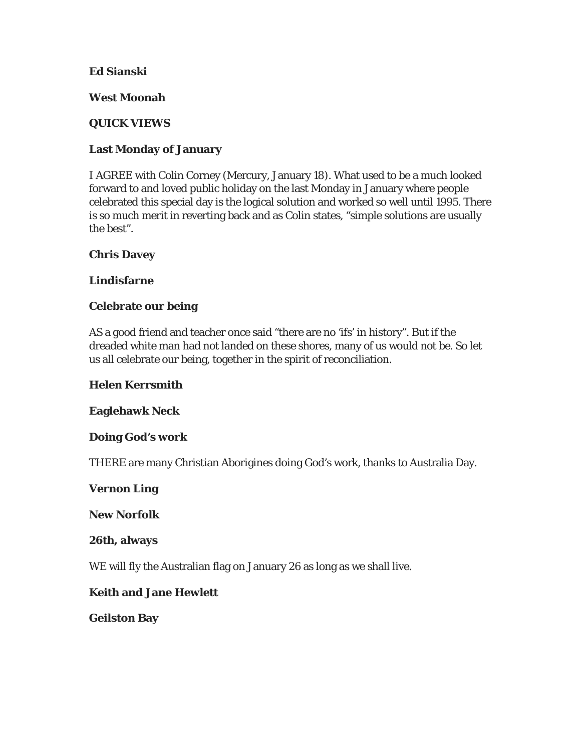**Ed Sianski**

**West Moonah**

**QUICK VIEWS**

**Last Monday of January**

I AGREE with Colin Corney (Mercury, January 18). What used to be a much looked forward to and loved public holiday on the last Monday in January where people celebrated this special day is the logical solution and worked so well until 1995. There is so much merit in reverting back and as Colin states, “simple solutions are usually the best”.

**Chris Davey**

**Lindisfarne**

**Celebrate our being**

AS a good friend and teacher once said “there are no ‘ifs’ in history”. But if the dreaded white man had not landed on these shores, many of us would not be. So let us all celebrate our being, together in the spirit of reconciliation.

**Helen Kerrsmith**

**Eaglehawk Neck**

**Doing God’s work**

THERE are many Christian Aborigines doing God’s work, thanks to Australia Day.

**Vernon Ling**

**New Norfolk**

**26th, always**

WE will fly the Australian flag on January 26 as long as we shall live.

**Keith and Jane Hewlett**

**Geilston Bay**